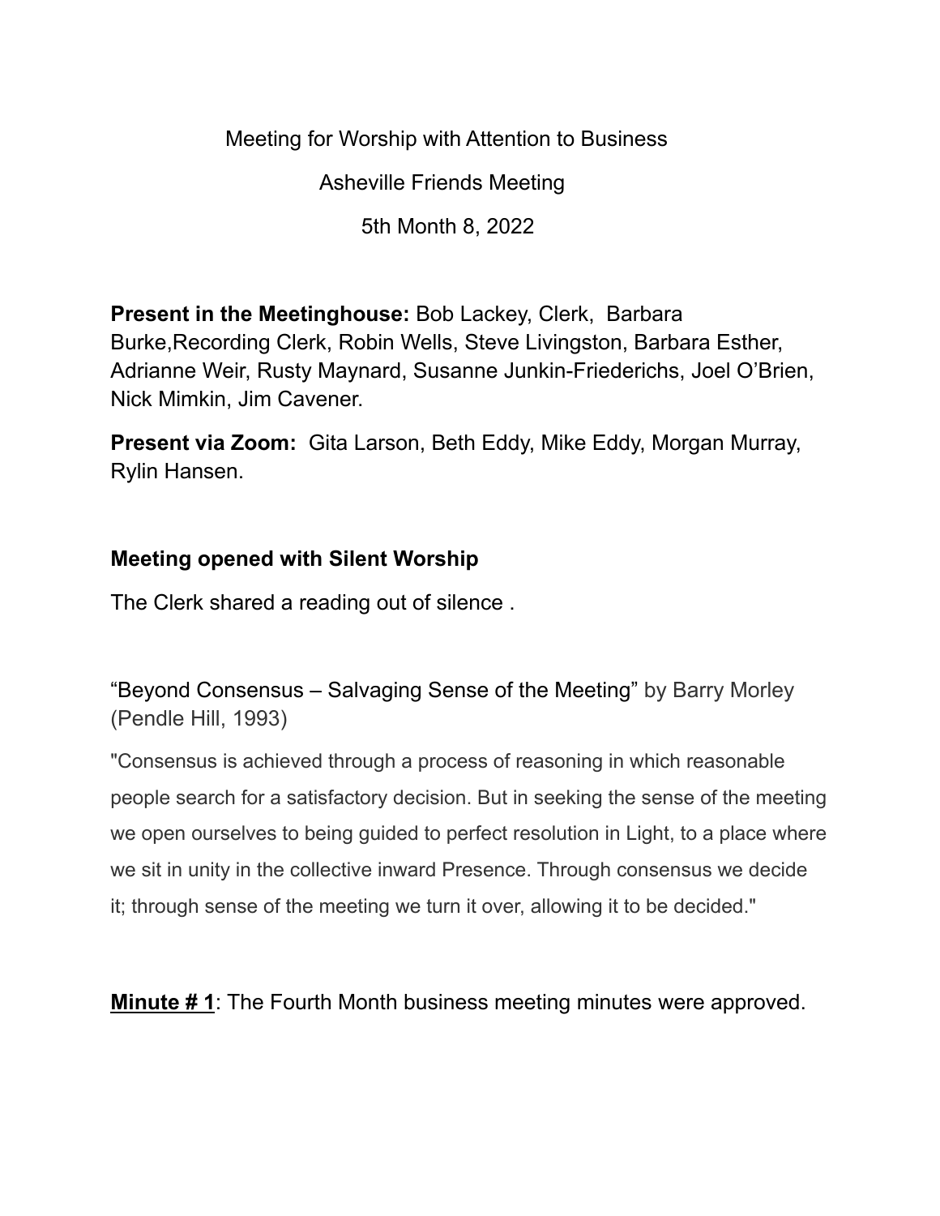Meeting for Worship with Attention to Business

Asheville Friends Meeting

5th Month 8, 2022

**Present in the Meetinghouse:** Bob Lackey, Clerk, Barbara Burke,Recording Clerk, Robin Wells, Steve Livingston, Barbara Esther, Adrianne Weir, Rusty Maynard, Susanne Junkin-Friederichs, Joel O'Brien, Nick Mimkin, Jim Cavener.

**Present via Zoom:** Gita Larson, Beth Eddy, Mike Eddy, Morgan Murray, Rylin Hansen.

**Meeting opened with Silent Worship**

The Clerk shared a reading out of silence .

"Beyond Consensus – Salvaging Sense of the Meeting" by Barry Morley (Pendle Hill, 1993)

"Consensus is achieved through a process of reasoning in which reasonable people search for a satisfactory decision. But in seeking the sense of the meeting we open ourselves to being guided to perfect resolution in Light, to a place where we sit in unity in the collective inward Presence. Through consensus we decide it; through sense of the meeting we turn it over, allowing it to be decided."

**Minute # 1**: The Fourth Month business meeting minutes were approved.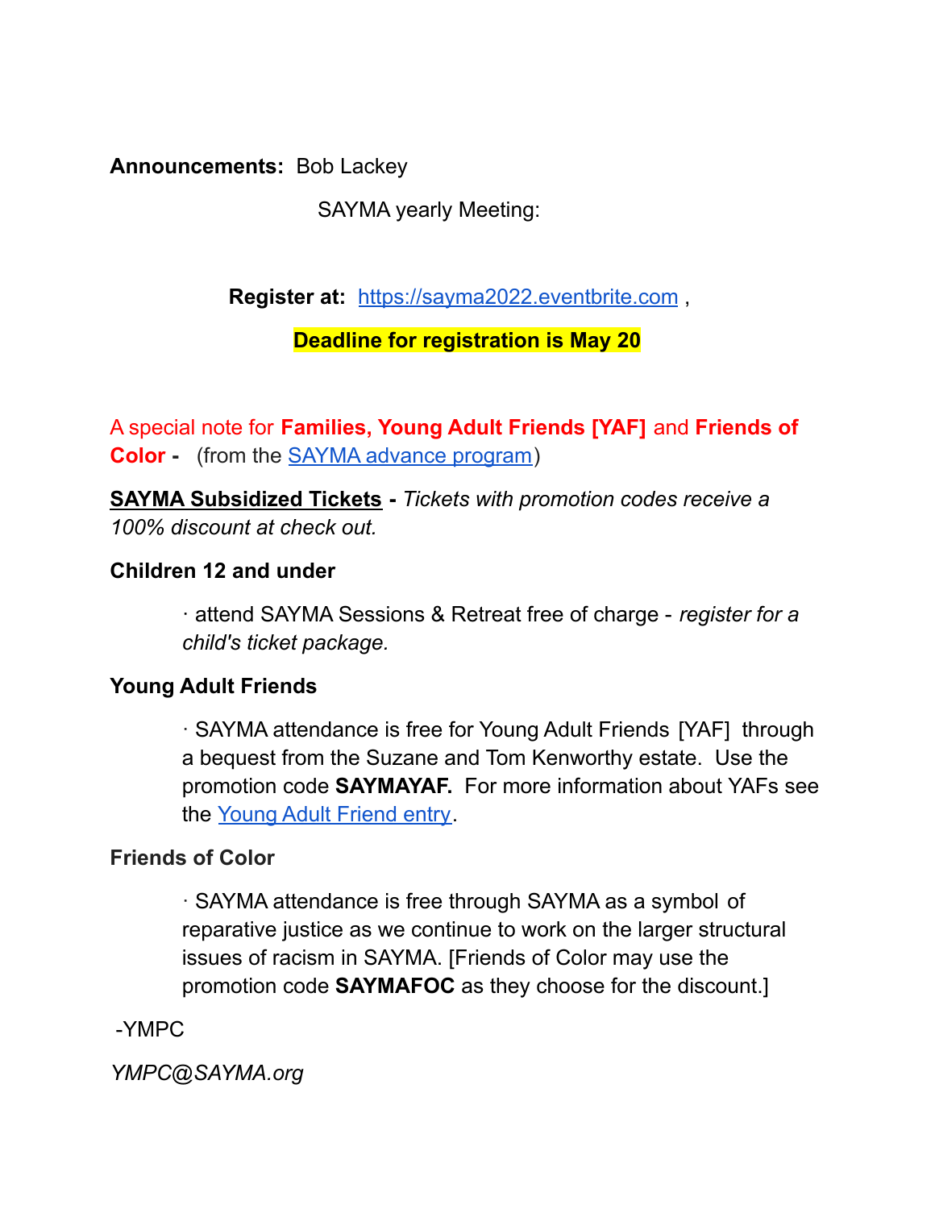**Announcements:** Bob Lackey

SAYMA yearly Meeting:

**Register at:** [https://sayma2022.eventbrite.com](https://sayma2022.eventbrite.com) ,

**Deadline for registration is May 20**

A special note for **Families, Young Adult Friends [YAF]** and **Friends of Color -** (from the [SAYMA advance program](#))

**SAYMA Subsidized Tickets -** *Tickets with promotion codes receive a 100% discount at check out.*

**Children 12 and under**

· attend SAYMA Sessions & Retreat free of charge - *register for a child's ticket package.*

**Young Adult Friends**

· SAYMA attendance is free for Young Adult Friends [YAF] through a bequest from the Suzane and Tom Kenworthy estate. Use the promotion code **SAYMAYAF.** For more information about YAFs see the [Young Adult Friend entry](#).

**Friends of Color**

· SAYMA attendance is free through SAYMA as a symbol of reparative justice as we continue to work on the larger structural issues of racism in SAYMA. [Friends of Color may use the promotion code **SAYMAFOC** as they choose for the discount.]

-YMPC

*YMPC@SAYMA.org*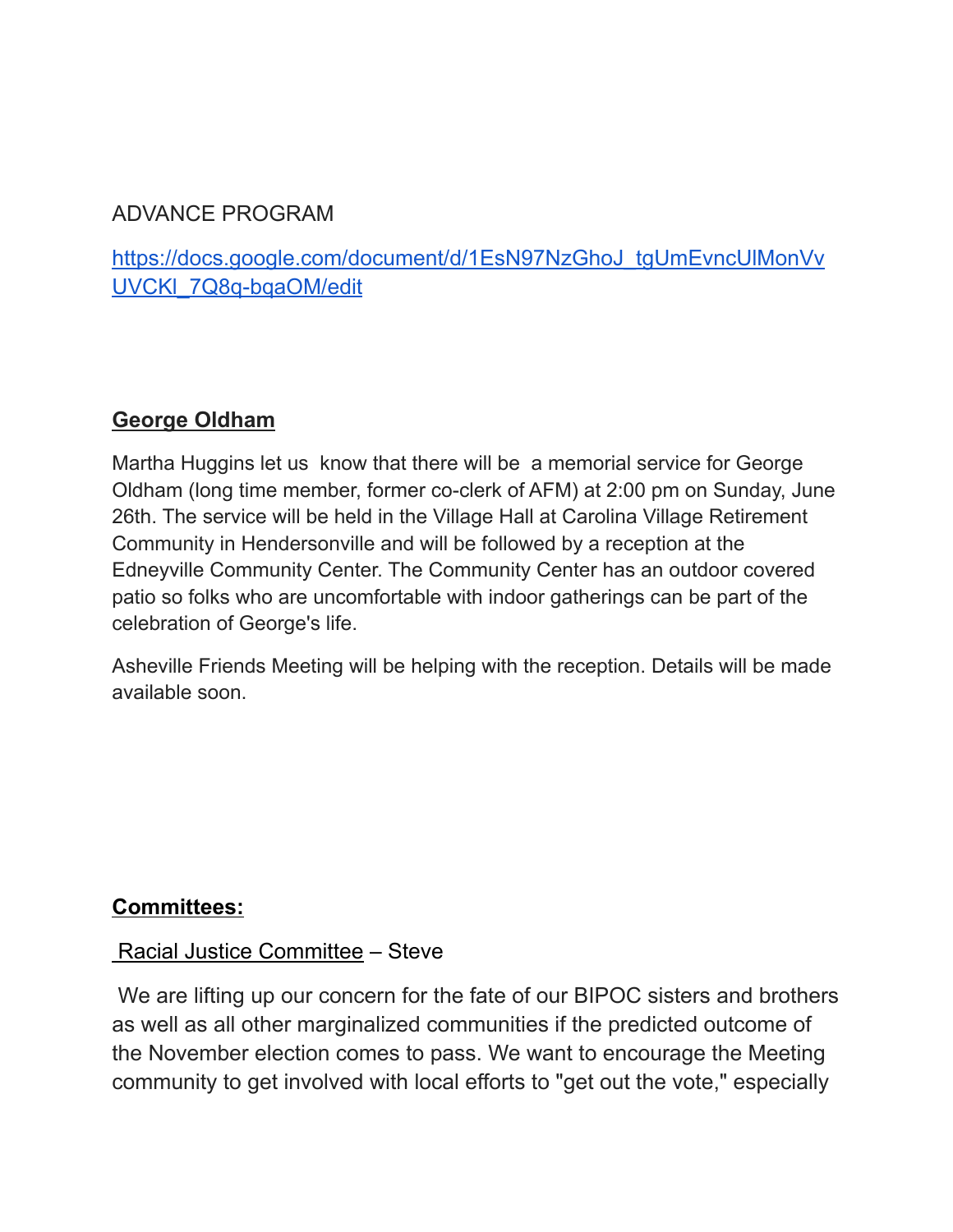ADVANCE PROGRAM

[https://docs.google.com/document/d/1EsN97NzGhoJ_tgUmEvncUlMonVvUVCKl_7Q8q-bqaOM/edit](https://docs.google.com/document/d/1EsN97NzGhoJ_tgUmEvncUlMonVvUVCKl_7Q8q-bqaOM/edit)

**George Oldham**

Martha Huggins let us know that there will be a memorial service for George Oldham (long time member, former co-clerk of AFM) at 2:00 pm on Sunday, June 26th. The service will be held in the Village Hall at Carolina Village Retirement Community in Hendersonville and will be followed by a reception at the Edneyville Community Center. The Community Center has an outdoor covered patio so folks who are uncomfortable with indoor gatherings can be part of the celebration of George's life.

Asheville Friends Meeting will be helping with the reception. Details will be made available soon.

**Committees:**

Racial Justice Committee – Steve

We are lifting up our concern for the fate of our BIPOC sisters and brothers as well as all other marginalized communities if the predicted outcome of the November election comes to pass. We want to encourage the Meeting community to get involved with local efforts to "get out the vote," especially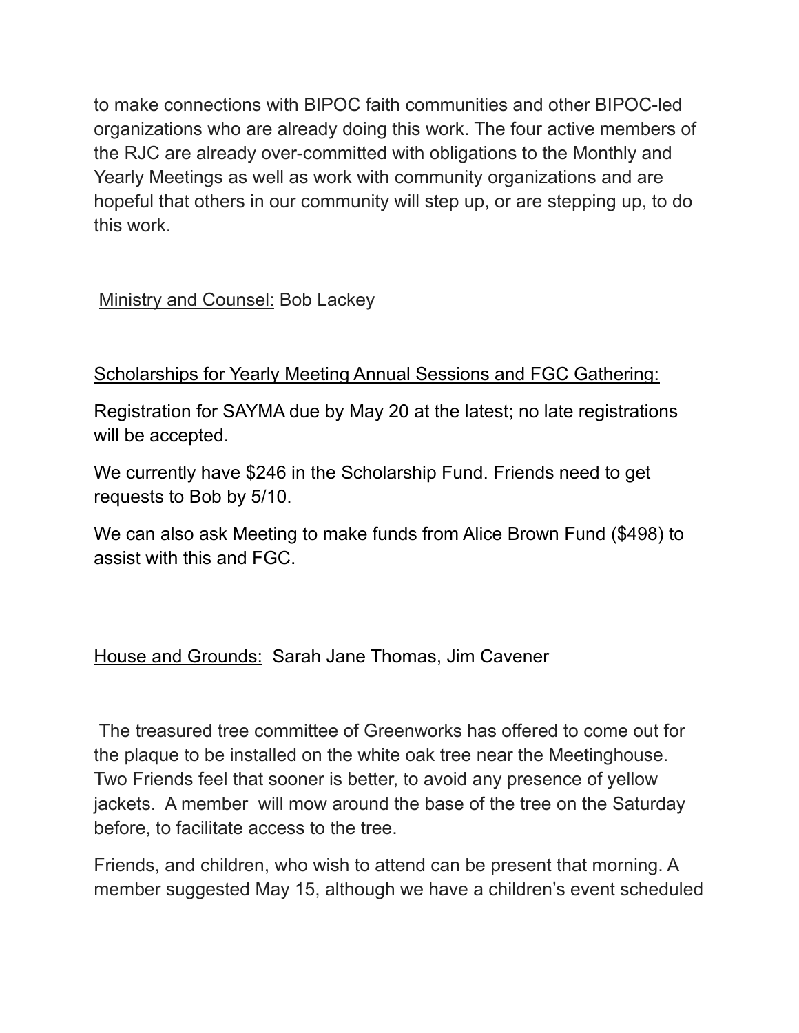to make connections with BIPOC faith communities and other BIPOC-led organizations who are already doing this work. The four active members of the RJC are already over-committed with obligations to the Monthly and Yearly Meetings as well as work with community organizations and are hopeful that others in our community will step up, or are stepping up, to do this work.

<u>Ministry and Counsel:</u> Bob Lackey

<u>Scholarships for Yearly Meeting Annual Sessions and FGC Gathering:</u>

Registration for SAYMA due by May 20 at the latest; no late registrations will be accepted.

We currently have $246 in the Scholarship Fund. Friends need to get requests to Bob by 5/10.

We can also ask Meeting to make funds from Alice Brown Fund ($498) to assist with this and FGC.

<u>House and Grounds:</u> Sarah Jane Thomas, Jim Cavener

The treasured tree committee of Greenworks has offered to come out for the plaque to be installed on the white oak tree near the Meetinghouse. Two Friends feel that sooner is better, to avoid any presence of yellow jackets. A member will mow around the base of the tree on the Saturday before, to facilitate access to the tree.

Friends, and children, who wish to attend can be present that morning. A member suggested May 15, although we have a children's event scheduled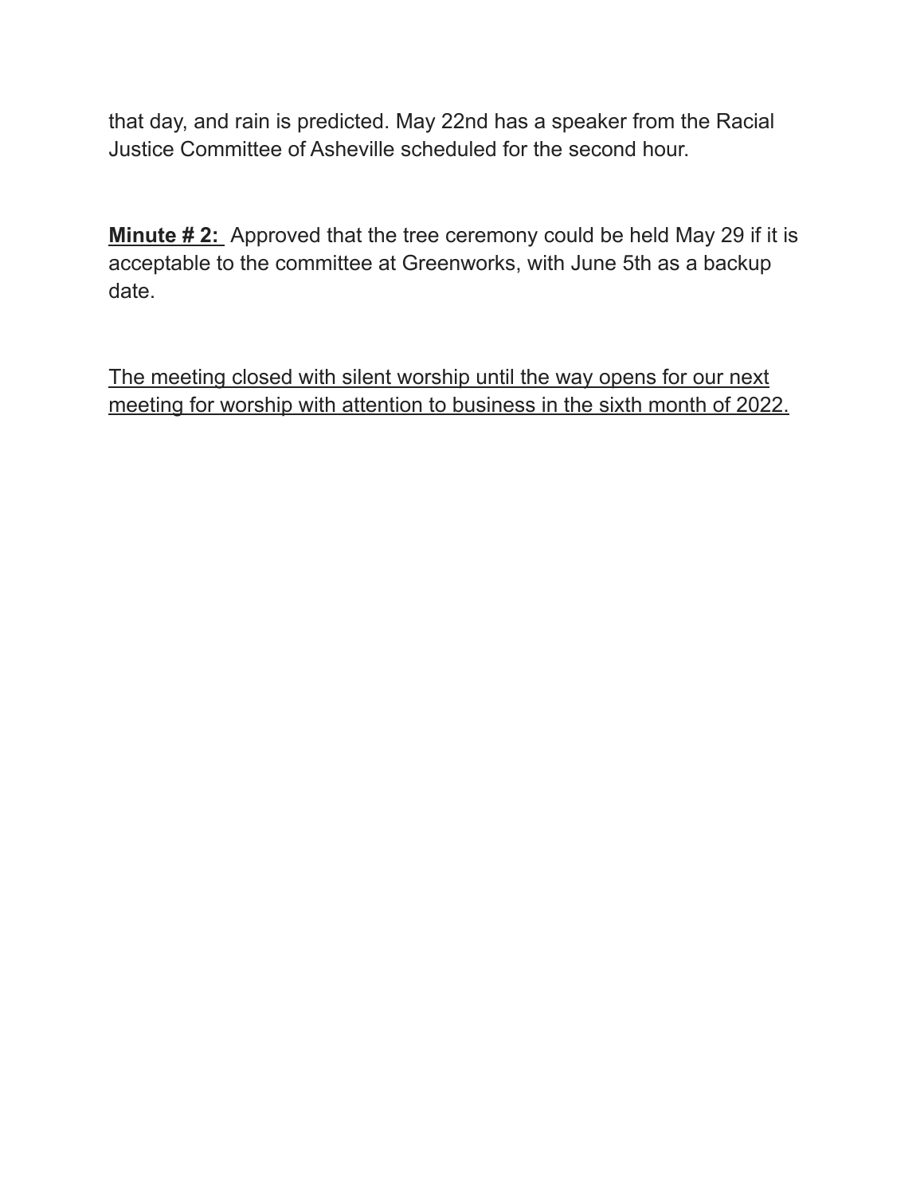that day, and rain is predicted. May 22nd has a speaker from the Racial Justice Committee of Asheville scheduled for the second hour.

<u>**Minute # 2:**</u> Approved that the tree ceremony could be held May 29 if it is acceptable to the committee at Greenworks, with June 5th as a backup date.

<u>The meeting closed with silent worship until the way opens for our next meeting for worship with attention to business in the sixth month of 2022.</u>